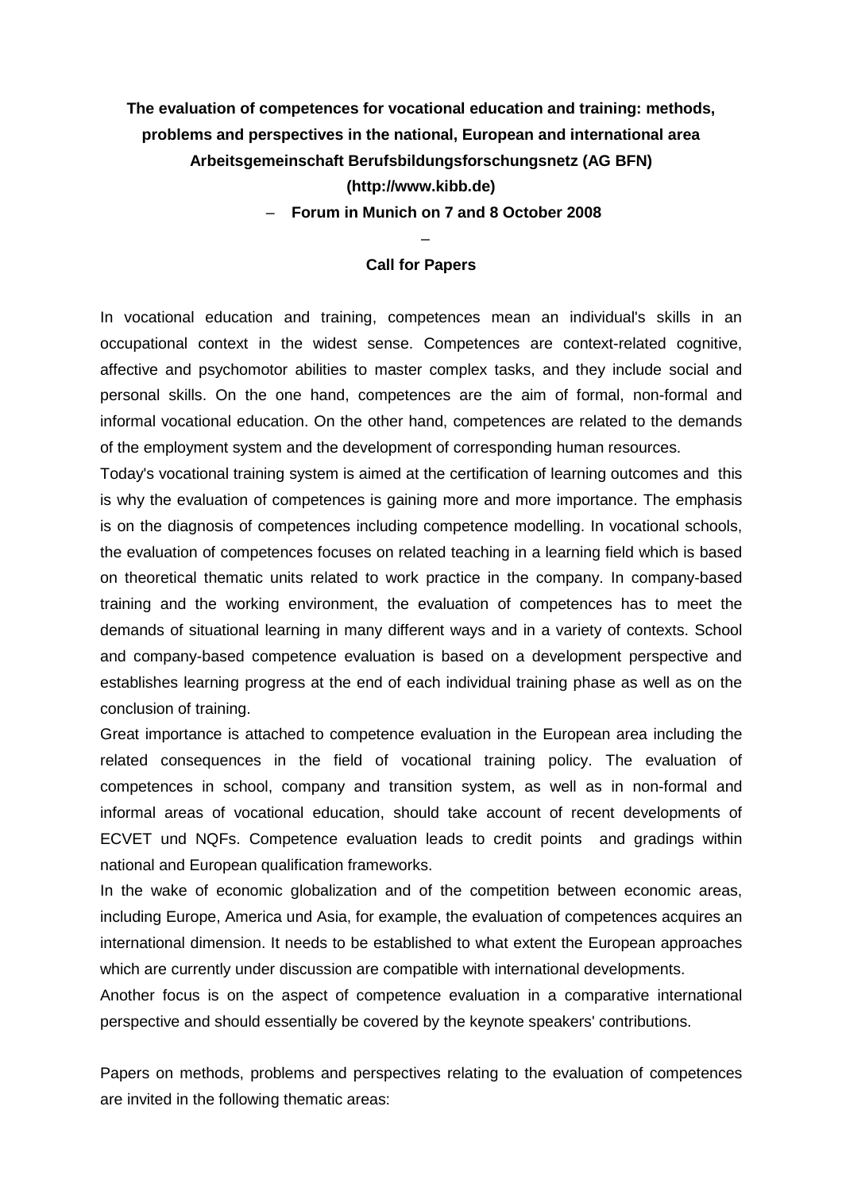**The evaluation of competences for vocational education and training: methods, problems and perspectives in the national, European and international area**

**Arbeitsgemeinschaft Berufsbildungsforschungsnetz (AG BFN)**

**(http://www.kibb.de)**

– **Forum in Munich on 7 and 8 October 2008**

–

## Call for Papers

In vocational education and training, competences mean an individual's skills in an occupational context in the widest sense. Competences are context-related cognitive, affective and psychomotor abilities to master complex tasks, and they include social and personal skills. On the one hand, competences are the aim of formal, non-formal and informal vocational education. On the other hand, competences are related to the demands of the employment system and the development of corresponding human resources.

Today's vocational training system is aimed at the certification of learning outcomes and this is why the evaluation of competences is gaining more and more importance. The emphasis is on the diagnosis of competences including competence modelling. In vocational schools, the evaluation of competences focuses on related teaching in a learning field which is based on theoretical thematic units related to work practice in the company. In company-based training and the working environment, the evaluation of competences has to meet the demands of situational learning in many different ways and in a variety of contexts. School and company-based competence evaluation is based on a development perspective and establishes learning progress at the end of each individual training phase as well as on the conclusion of training.

Great importance is attached to competence evaluation in the European area including the related consequences in the field of vocational training policy. The evaluation of competences in school, company and transition system, as well as in non-formal and informal areas of vocational education, should take account of recent developments of ECVET und NQFs. Competence evaluation leads to credit points and gradings within national and European qualification frameworks.

In the wake of economic globalization and of the competition between economic areas, including Europe, America und Asia, for example, the evaluation of competences acquires an international dimension. It needs to be established to what extent the European approaches which are currently under discussion are compatible with international developments.

Another focus is on the aspect of competence evaluation in a comparative international perspective and should essentially be covered by the keynote speakers' contributions.

Papers on methods, problems and perspectives relating to the evaluation of competences are invited in the following thematic areas: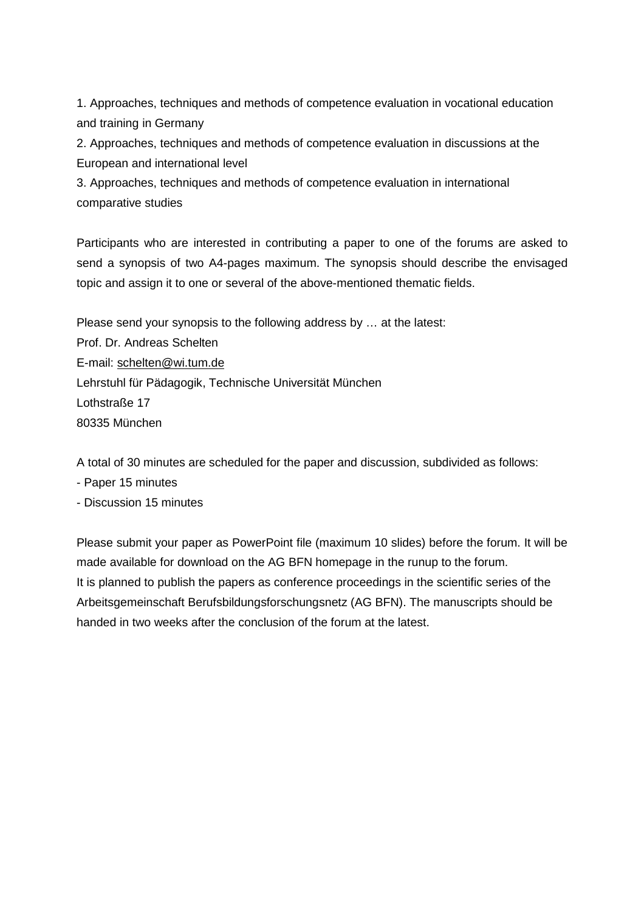1. Approaches, techniques and methods of competence evaluation in vocational education and training in Germany
2. Approaches, techniques and methods of competence evaluation in discussions at the European and international level
3. Approaches, techniques and methods of competence evaluation in international comparative studies

Participants who are interested in contributing a paper to one of the forums are asked to send a synopsis of two A4-pages maximum. The synopsis should describe the envisaged topic and assign it to one or several of the above-mentioned thematic fields.

Please send your synopsis to the following address by … at the latest:
Prof. Dr. Andreas Schelten
E-mail: schelten@wi.tum.de
Lehrstuhl für Pädagogik, Technische Universität München
Lothstraße 17
80335 München

A total of 30 minutes are scheduled for the paper and discussion, subdivided as follows:
- Paper 15 minutes
- Discussion 15 minutes

Please submit your paper as PowerPoint file (maximum 10 slides) before the forum. It will be made available for download on the AG BFN homepage in the runup to the forum.
It is planned to publish the papers as conference proceedings in the scientific series of the Arbeitsgemeinschaft Berufsbildungsforschungsnetz (AG BFN). The manuscripts should be handed in two weeks after the conclusion of the forum at the latest.